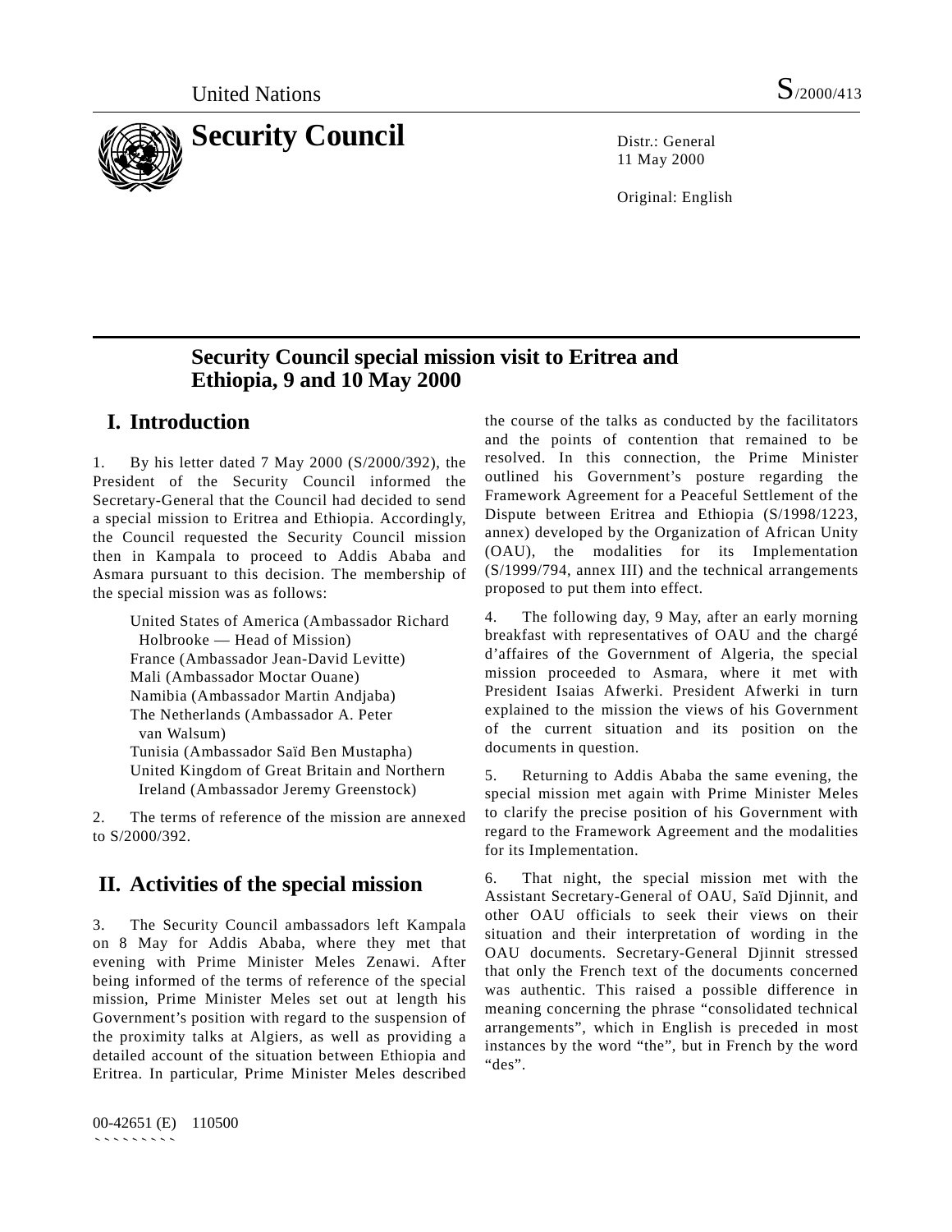United Nations S/2000/413

# Security Council

Distr.: General
11 May 2000

Original: English

## Security Council special mission visit to Eritrea and Ethiopia, 9 and 10 May 2000

## I. Introduction

1. By his letter dated 7 May 2000 (S/2000/392), the President of the Security Council informed the Secretary-General that the Council had decided to send a special mission to Eritrea and Ethiopia. Accordingly, the Council requested the Security Council mission then in Kampala to proceed to Addis Ababa and Asmara pursuant to this decision. The membership of the special mission was as follows:

United States of America (Ambassador Richard Holbrooke — Head of Mission)
France (Ambassador Jean-David Levitte)
Mali (Ambassador Moctar Ouane)
Namibia (Ambassador Martin Andjaba)
The Netherlands (Ambassador A. Peter van Walsum)
Tunisia (Ambassador Saïd Ben Mustapha)
United Kingdom of Great Britain and Northern Ireland (Ambassador Jeremy Greenstock)

2. The terms of reference of the mission are annexed to S/2000/392.

## II. Activities of the special mission

3. The Security Council ambassadors left Kampala on 8 May for Addis Ababa, where they met that evening with Prime Minister Meles Zenawi. After being informed of the terms of reference of the special mission, Prime Minister Meles set out at length his Government's position with regard to the suspension of the proximity talks at Algiers, as well as providing a detailed account of the situation between Ethiopia and Eritrea. In particular, Prime Minister Meles described the course of the talks as conducted by the facilitators and the points of contention that remained to be resolved. In this connection, the Prime Minister outlined his Government's posture regarding the Framework Agreement for a Peaceful Settlement of the Dispute between Eritrea and Ethiopia (S/1998/1223, annex) developed by the Organization of African Unity (OAU), the modalities for its Implementation (S/1999/794, annex III) and the technical arrangements proposed to put them into effect.

4. The following day, 9 May, after an early morning breakfast with representatives of OAU and the chargé d'affaires of the Government of Algeria, the special mission proceeded to Asmara, where it met with President Isaias Afwerki. President Afwerki in turn explained to the mission the views of his Government of the current situation and its position on the documents in question.

5. Returning to Addis Ababa the same evening, the special mission met again with Prime Minister Meles to clarify the precise position of his Government with regard to the Framework Agreement and the modalities for its Implementation.

6. That night, the special mission met with the Assistant Secretary-General of OAU, Saïd Djinnit, and other OAU officials to seek their views on their situation and their interpretation of wording in the OAU documents. Secretary-General Djinnit stressed that only the French text of the documents concerned was authentic. This raised a possible difference in meaning concerning the phrase "consolidated technical arrangements", which in English is preceded in most instances by the word "the", but in French by the word "des".

00-42651 (E) 110500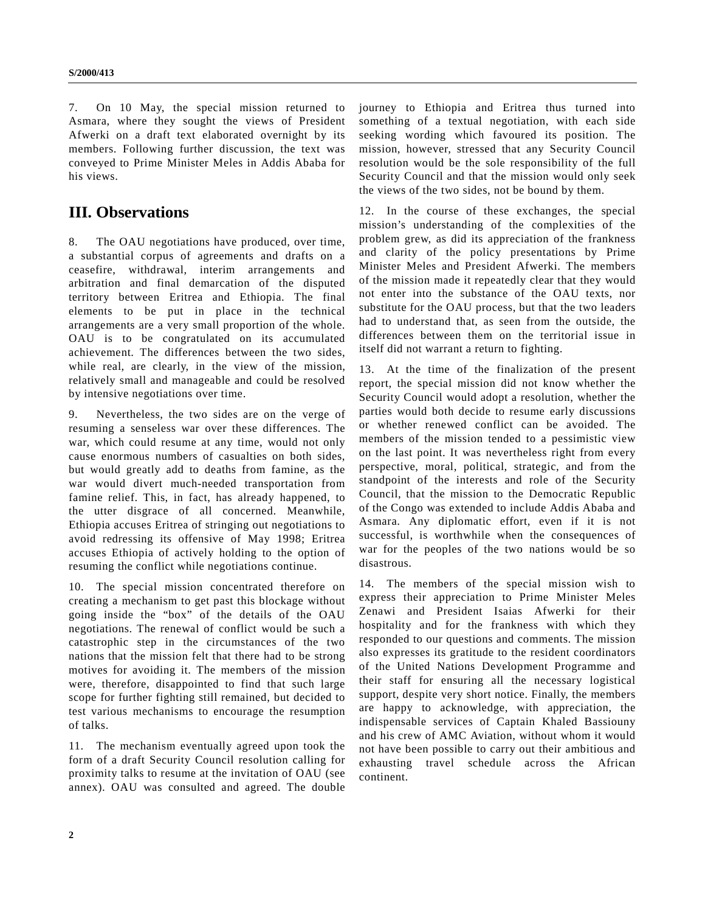7. On 10 May, the special mission returned to Asmara, where they sought the views of President Afwerki on a draft text elaborated overnight by its members. Following further discussion, the text was conveyed to Prime Minister Meles in Addis Ababa for his views.

## III. Observations

8. The OAU negotiations have produced, over time, a substantial corpus of agreements and drafts on a ceasefire, withdrawal, interim arrangements and arbitration and final demarcation of the disputed territory between Eritrea and Ethiopia. The final elements to be put in place in the technical arrangements are a very small proportion of the whole. OAU is to be congratulated on its accumulated achievement. The differences between the two sides, while real, are clearly, in the view of the mission, relatively small and manageable and could be resolved by intensive negotiations over time.

9. Nevertheless, the two sides are on the verge of resuming a senseless war over these differences. The war, which could resume at any time, would not only cause enormous numbers of casualties on both sides, but would greatly add to deaths from famine, as the war would divert much-needed transportation from famine relief. This, in fact, has already happened, to the utter disgrace of all concerned. Meanwhile, Ethiopia accuses Eritrea of stringing out negotiations to avoid redressing its offensive of May 1998; Eritrea accuses Ethiopia of actively holding to the option of resuming the conflict while negotiations continue.

10. The special mission concentrated therefore on creating a mechanism to get past this blockage without going inside the "box" of the details of the OAU negotiations. The renewal of conflict would be such a catastrophic step in the circumstances of the two nations that the mission felt that there had to be strong motives for avoiding it. The members of the mission were, therefore, disappointed to find that such large scope for further fighting still remained, but decided to test various mechanisms to encourage the resumption of talks.

11. The mechanism eventually agreed upon took the form of a draft Security Council resolution calling for proximity talks to resume at the invitation of OAU (see annex). OAU was consulted and agreed. The double journey to Ethiopia and Eritrea thus turned into something of a textual negotiation, with each side seeking wording which favoured its position. The mission, however, stressed that any Security Council resolution would be the sole responsibility of the full Security Council and that the mission would only seek the views of the two sides, not be bound by them.

12. In the course of these exchanges, the special mission's understanding of the complexities of the problem grew, as did its appreciation of the frankness and clarity of the policy presentations by Prime Minister Meles and President Afwerki. The members of the mission made it repeatedly clear that they would not enter into the substance of the OAU texts, nor substitute for the OAU process, but that the two leaders had to understand that, as seen from the outside, the differences between them on the territorial issue in itself did not warrant a return to fighting.

13. At the time of the finalization of the present report, the special mission did not know whether the Security Council would adopt a resolution, whether the parties would both decide to resume early discussions or whether renewed conflict can be avoided. The members of the mission tended to a pessimistic view on the last point. It was nevertheless right from every perspective, moral, political, strategic, and from the standpoint of the interests and role of the Security Council, that the mission to the Democratic Republic of the Congo was extended to include Addis Ababa and Asmara. Any diplomatic effort, even if it is not successful, is worthwhile when the consequences of war for the peoples of the two nations would be so disastrous.

14. The members of the special mission wish to express their appreciation to Prime Minister Meles Zenawi and President Isaias Afwerki for their hospitality and for the frankness with which they responded to our questions and comments. The mission also expresses its gratitude to the resident coordinators of the United Nations Development Programme and their staff for ensuring all the necessary logistical support, despite very short notice. Finally, the members are happy to acknowledge, with appreciation, the indispensable services of Captain Khaled Bassiouny and his crew of AMC Aviation, without whom it would not have been possible to carry out their ambitious and exhausting travel schedule across the African continent.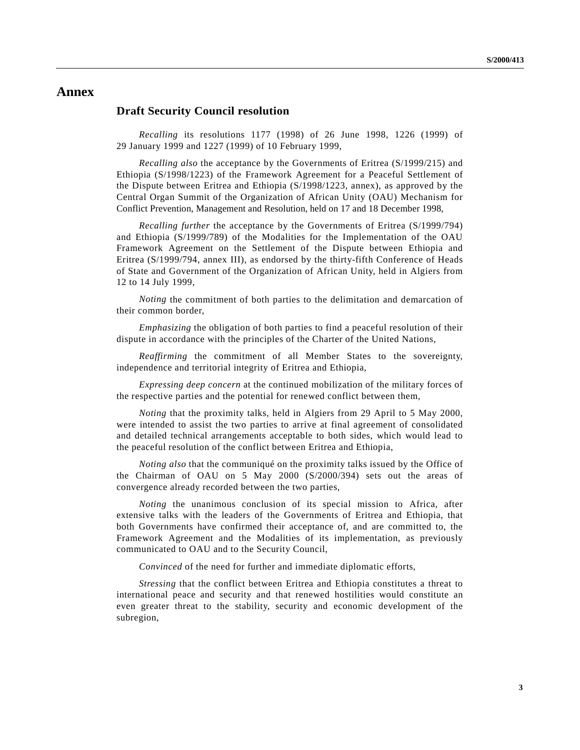# Annex

## Draft Security Council resolution

*Recalling* its resolutions 1177 (1998) of 26 June 1998, 1226 (1999) of 29 January 1999 and 1227 (1999) of 10 February 1999,

*Recalling also* the acceptance by the Governments of Eritrea (S/1999/215) and Ethiopia (S/1998/1223) of the Framework Agreement for a Peaceful Settlement of the Dispute between Eritrea and Ethiopia (S/1998/1223, annex), as approved by the Central Organ Summit of the Organization of African Unity (OAU) Mechanism for Conflict Prevention, Management and Resolution, held on 17 and 18 December 1998,

*Recalling further* the acceptance by the Governments of Eritrea (S/1999/794) and Ethiopia (S/1999/789) of the Modalities for the Implementation of the OAU Framework Agreement on the Settlement of the Dispute between Ethiopia and Eritrea (S/1999/794, annex III), as endorsed by the thirty-fifth Conference of Heads of State and Government of the Organization of African Unity, held in Algiers from 12 to 14 July 1999,

*Noting* the commitment of both parties to the delimitation and demarcation of their common border,

*Emphasizing* the obligation of both parties to find a peaceful resolution of their dispute in accordance with the principles of the Charter of the United Nations,

*Reaffirming* the commitment of all Member States to the sovereignty, independence and territorial integrity of Eritrea and Ethiopia,

*Expressing deep concern* at the continued mobilization of the military forces of the respective parties and the potential for renewed conflict between them,

*Noting* that the proximity talks, held in Algiers from 29 April to 5 May 2000, were intended to assist the two parties to arrive at final agreement of consolidated and detailed technical arrangements acceptable to both sides, which would lead to the peaceful resolution of the conflict between Eritrea and Ethiopia,

*Noting also* that the communiqué on the proximity talks issued by the Office of the Chairman of OAU on 5 May 2000 (S/2000/394) sets out the areas of convergence already recorded between the two parties,

*Noting* the unanimous conclusion of its special mission to Africa, after extensive talks with the leaders of the Governments of Eritrea and Ethiopia, that both Governments have confirmed their acceptance of, and are committed to, the Framework Agreement and the Modalities of its implementation, as previously communicated to OAU and to the Security Council,

*Convinced* of the need for further and immediate diplomatic efforts,

*Stressing* that the conflict between Eritrea and Ethiopia constitutes a threat to international peace and security and that renewed hostilities would constitute an even greater threat to the stability, security and economic development of the subregion,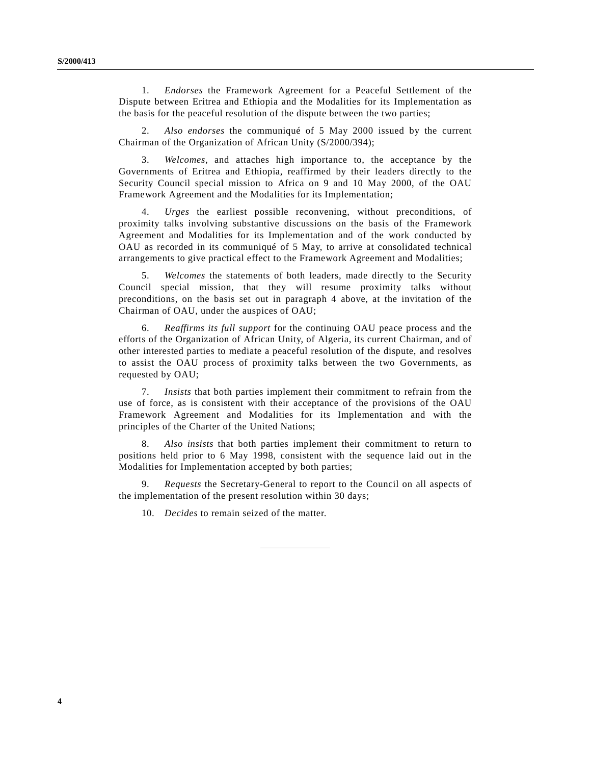1. *Endorses* the Framework Agreement for a Peaceful Settlement of the Dispute between Eritrea and Ethiopia and the Modalities for its Implementation as the basis for the peaceful resolution of the dispute between the two parties;

2. *Also endorses* the communiqué of 5 May 2000 issued by the current Chairman of the Organization of African Unity (S/2000/394);

3. *Welcomes*, and attaches high importance to, the acceptance by the Governments of Eritrea and Ethiopia, reaffirmed by their leaders directly to the Security Council special mission to Africa on 9 and 10 May 2000, of the OAU Framework Agreement and the Modalities for its Implementation;

4. *Urges* the earliest possible reconvening, without preconditions, of proximity talks involving substantive discussions on the basis of the Framework Agreement and Modalities for its Implementation and of the work conducted by OAU as recorded in its communiqué of 5 May, to arrive at consolidated technical arrangements to give practical effect to the Framework Agreement and Modalities;

5. *Welcomes* the statements of both leaders, made directly to the Security Council special mission, that they will resume proximity talks without preconditions, on the basis set out in paragraph 4 above, at the invitation of the Chairman of OAU, under the auspices of OAU;

6. *Reaffirms its full support* for the continuing OAU peace process and the efforts of the Organization of African Unity, of Algeria, its current Chairman, and of other interested parties to mediate a peaceful resolution of the dispute, and resolves to assist the OAU process of proximity talks between the two Governments, as requested by OAU;

7. *Insists* that both parties implement their commitment to refrain from the use of force, as is consistent with their acceptance of the provisions of the OAU Framework Agreement and Modalities for its Implementation and with the principles of the Charter of the United Nations;

8. *Also insists* that both parties implement their commitment to return to positions held prior to 6 May 1998, consistent with the sequence laid out in the Modalities for Implementation accepted by both parties;

9. *Requests* the Secretary-General to report to the Council on all aspects of the implementation of the present resolution within 30 days;

10. *Decides* to remain seized of the matter.